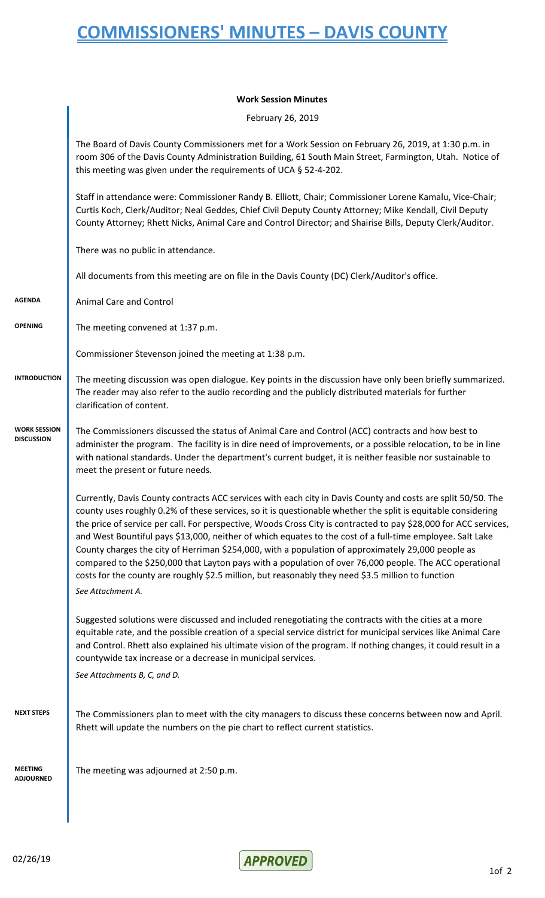# COMMISSIONERS' MINUTES – DAVIS COUNTY

**Work Session Minutes**

February 26, 2019

The Board of Davis County Commissioners met for a Work Session on February 26, 2019, at 1:30 p.m. in room 306 of the Davis County Administration Building, 61 South Main Street, Farmington, Utah. Notice of this meeting was given under the requirements of UCA § 52-4-202.

Staff in attendance were: Commissioner Randy B. Elliott, Chair; Commissioner Lorene Kamalu, Vice-Chair; Curtis Koch, Clerk/Auditor; Neal Geddes, Chief Civil Deputy County Attorney; Mike Kendall, Civil Deputy County Attorney; Rhett Nicks, Animal Care and Control Director; and Shairise Bills, Deputy Clerk/Auditor.

There was no public in attendance.

All documents from this meeting are on file in the Davis County (DC) Clerk/Auditor's office.

**AGENDA**

Animal Care and Control

**OPENING**

The meeting convened at 1:37 p.m.

Commissioner Stevenson joined the meeting at 1:38 p.m.

**INTRODUCTION**

The meeting discussion was open dialogue. Key points in the discussion have only been briefly summarized. The reader may also refer to the audio recording and the publicly distributed materials for further clarification of content.

**WORK SESSION DISCUSSION**

The Commissioners discussed the status of Animal Care and Control (ACC) contracts and how best to administer the program. The facility is in dire need of improvements, or a possible relocation, to be in line with national standards. Under the department's current budget, it is neither feasible nor sustainable to meet the present or future needs.

Currently, Davis County contracts ACC services with each city in Davis County and costs are split 50/50. The county uses roughly 0.2% of these services, so it is questionable whether the split is equitable considering the price of service per call. For perspective, Woods Cross City is contracted to pay $28,000 for ACC services, and West Bountiful pays $13,000, neither of which equates to the cost of a full-time employee. Salt Lake County charges the city of Herriman $254,000, with a population of approximately 29,000 people as compared to the $250,000 that Layton pays with a population of over 76,000 people. The ACC operational costs for the county are roughly $2.5 million, but reasonably they need $3.5 million to function

*See Attachment A.*

Suggested solutions were discussed and included renegotiating the contracts with the cities at a more equitable rate, and the possible creation of a special service district for municipal services like Animal Care and Control. Rhett also explained his ultimate vision of the program. If nothing changes, it could result in a countywide tax increase or a decrease in municipal services.

*See Attachments B, C, and D.*

**NEXT STEPS**

The Commissioners plan to meet with the city managers to discuss these concerns between now and April. Rhett will update the numbers on the pie chart to reflect current statistics.

**MEETING ADJOURNED**

The meeting was adjourned at 2:50 p.m.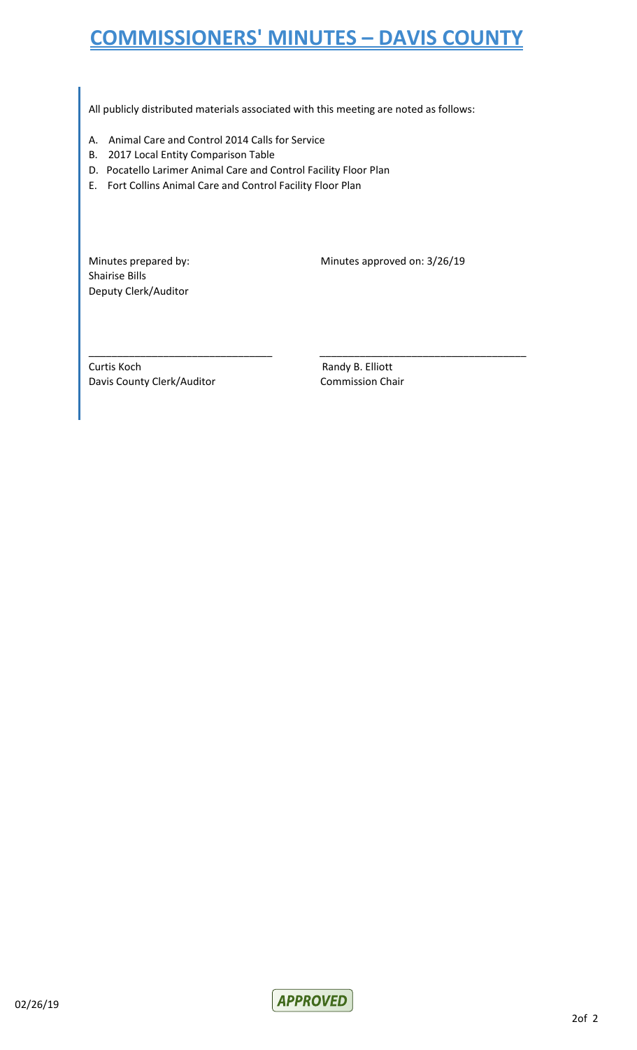# COMMISSIONERS' MINUTES – DAVIS COUNTY

All publicly distributed materials associated with this meeting are noted as follows:

A. Animal Care and Control 2014 Calls for Service
B. 2017 Local Entity Comparison Table
D. Pocatello Larimer Animal Care and Control Facility Floor Plan
E. Fort Collins Animal Care and Control Facility Floor Plan

Minutes prepared by:
Shairise Bills
Deputy Clerk/Auditor

Minutes approved on: 3/26/19

_______________________________
Curtis Koch
Davis County Clerk/Auditor

___________________________________
Randy B. Elliott
Commission Chair

02/26/19

**APPROVED**